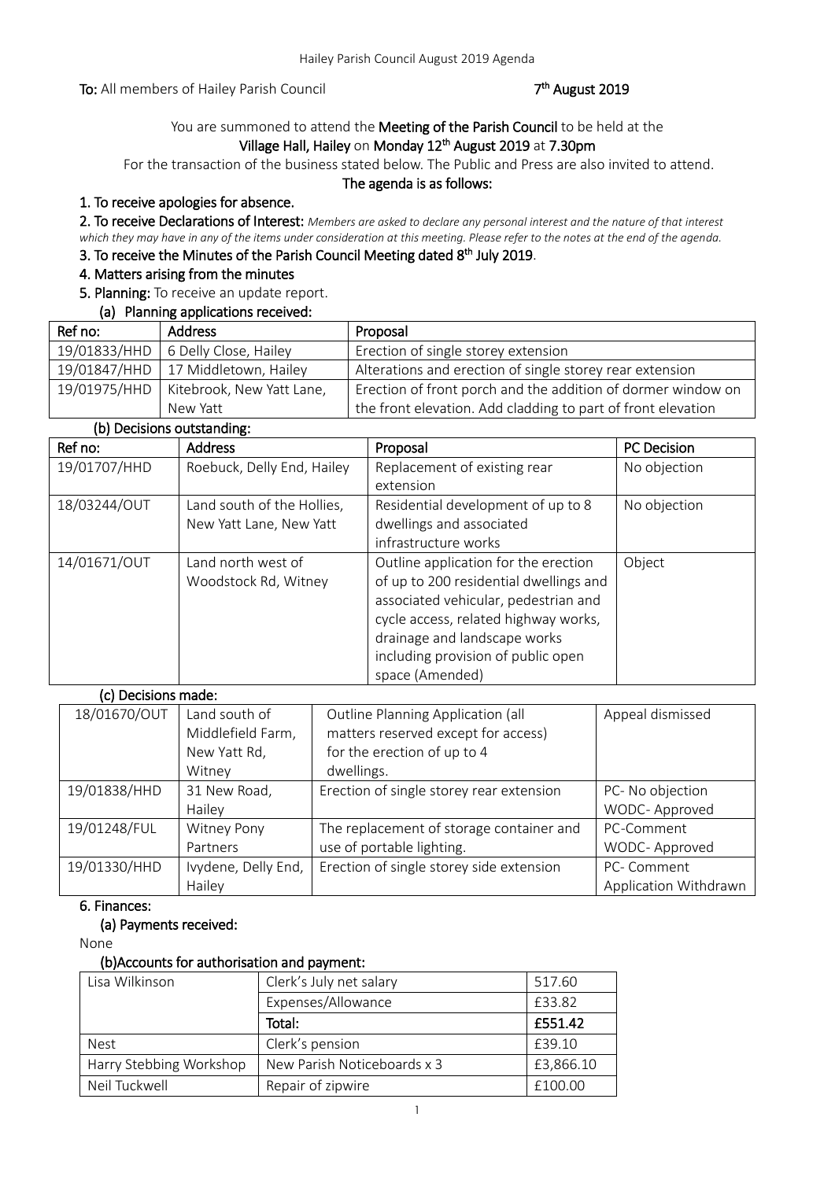**To:** All members of Hailey Parish Council **7th August 2019**

You are summoned to attend the **Meeting of the Parish Council** to be held at the
**Village Hall, Hailey** on **Monday 12th August 2019** at **7.30pm**
For the transaction of the business stated below. The Public and Press are also invited to attend.

**The agenda is as follows:**

**1. To receive apologies for absence.**

**2. To receive Declarations of Interest:** *Members are asked to declare any personal interest and the nature of that interest which they may have in any of the items under consideration at this meeting. Please refer to the notes at the end of the agenda.*

**3. To receive the Minutes of the Parish Council Meeting dated 8th July 2019**.

**4. Matters arising from the minutes**

**5. Planning:** To receive an update report.

**(a) Planning applications received:**

| Ref no: | Address | Proposal |
|---|---|---|
| 19/01833/HHD | 6 Delly Close, Hailey | Erection of single storey extension |
| 19/01847/HHD | 17 Middletown, Hailey | Alterations and erection of single storey rear extension |
| 19/01975/HHD | Kitebrook, New Yatt Lane, New Yatt | Erection of front porch and the addition of dormer window on the front elevation. Add cladding to part of front elevation |

**(b) Decisions outstanding:**

| Ref no: | Address | Proposal | PC Decision |
|---|---|---|---|
| 19/01707/HHD | Roebuck, Delly End, Hailey | Replacement of existing rear extension | No objection |
| 18/03244/OUT | Land south of the Hollies, New Yatt Lane, New Yatt | Residential development of up to 8 dwellings and associated infrastructure works | No objection |
| 14/01671/OUT | Land north west of Woodstock Rd, Witney | Outline application for the erection of up to 200 residential dwellings and associated vehicular, pedestrian and cycle access, related highway works, drainage and landscape works including provision of public open space (Amended) | Object |

**(c) Decisions made:**

| | | | |
|---|---|---|---|
| 18/01670/OUT | Land south of Middlefield Farm, New Yatt Rd, Witney | Outline Planning Application (all matters reserved except for access) for the erection of up to 4 dwellings. | Appeal dismissed |
| 19/01838/HHD | 31 New Road, Hailey | Erection of single storey rear extension | PC- No objection<br>WODC- Approved |
| 19/01248/FUL | Witney Pony Partners | The replacement of storage container and use of portable lighting. | PC-Comment<br>WODC- Approved |
| 19/01330/HHD | Ivydene, Delly End, Hailey | Erection of single storey side extension | PC- Comment<br>Application Withdrawn |

**6. Finances:**

**(a) Payments received:**

None

**(b)Accounts for authorisation and payment:**

| | | |
|---|---|---|
| Lisa Wilkinson | Clerk's July net salary | 517.60 |
| | Expenses/Allowance | £33.82 |
| | **Total:** | **£551.42** |
| Nest | Clerk's pension | £39.10 |
| Harry Stebbing Workshop | New Parish Noticeboards x 3 | £3,866.10 |
| Neil Tuckwell | Repair of zipwire | £100.00 |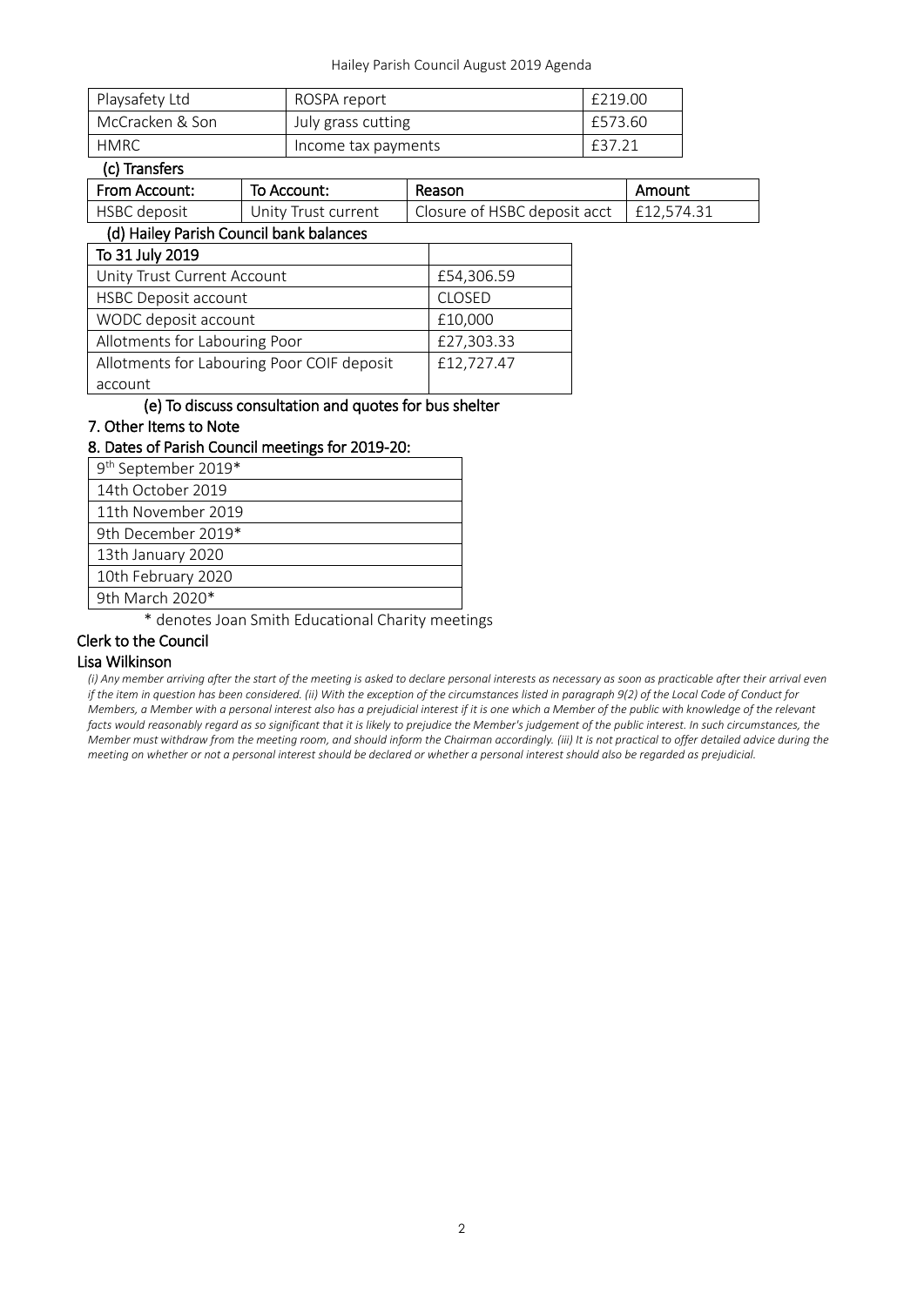| | | |
|---|---|---|
| Playsafety Ltd | ROSPA report | £219.00 |
| McCracken & Son | July grass cutting | £573.60 |
| HMRC | Income tax payments | £37.21 |

**(c) Transfers**

| From Account: | To Account: | Reason | Amount |
|---|---|---|---|
| HSBC deposit | Unity Trust current | Closure of HSBC deposit acct | £12,574.31 |

**(d) Hailey Parish Council bank balances**

| To 31 July 2019 | |
|---|---|
| Unity Trust Current Account | £54,306.59 |
| HSBC Deposit account | CLOSED |
| WODC deposit account | £10,000 |
| Allotments for Labouring Poor | £27,303.33 |
| Allotments for Labouring Poor COIF deposit account | £12,727.47 |

**(e) To discuss consultation and quotes for bus shelter**

**7. Other Items to Note**

**8. Dates of Parish Council meetings for 2019-20:**

| |
|---|
| 9th September 2019* |
| 14th October 2019 |
| 11th November 2019 |
| 9th December 2019* |
| 13th January 2020 |
| 10th February 2020 |
| 9th March 2020* |

\* denotes Joan Smith Educational Charity meetings

**Clerk to the Council**

**Lisa Wilkinson**

*(i) Any member arriving after the start of the meeting is asked to declare personal interests as necessary as soon as practicable after their arrival even if the item in question has been considered. (ii) With the exception of the circumstances listed in paragraph 9(2) of the Local Code of Conduct for Members, a Member with a personal interest also has a prejudicial interest if it is one which a Member of the public with knowledge of the relevant facts would reasonably regard as so significant that it is likely to prejudice the Member's judgement of the public interest. In such circumstances, the Member must withdraw from the meeting room, and should inform the Chairman accordingly. (iii) It is not practical to offer detailed advice during the meeting on whether or not a personal interest should be declared or whether a personal interest should also be regarded as prejudicial.*